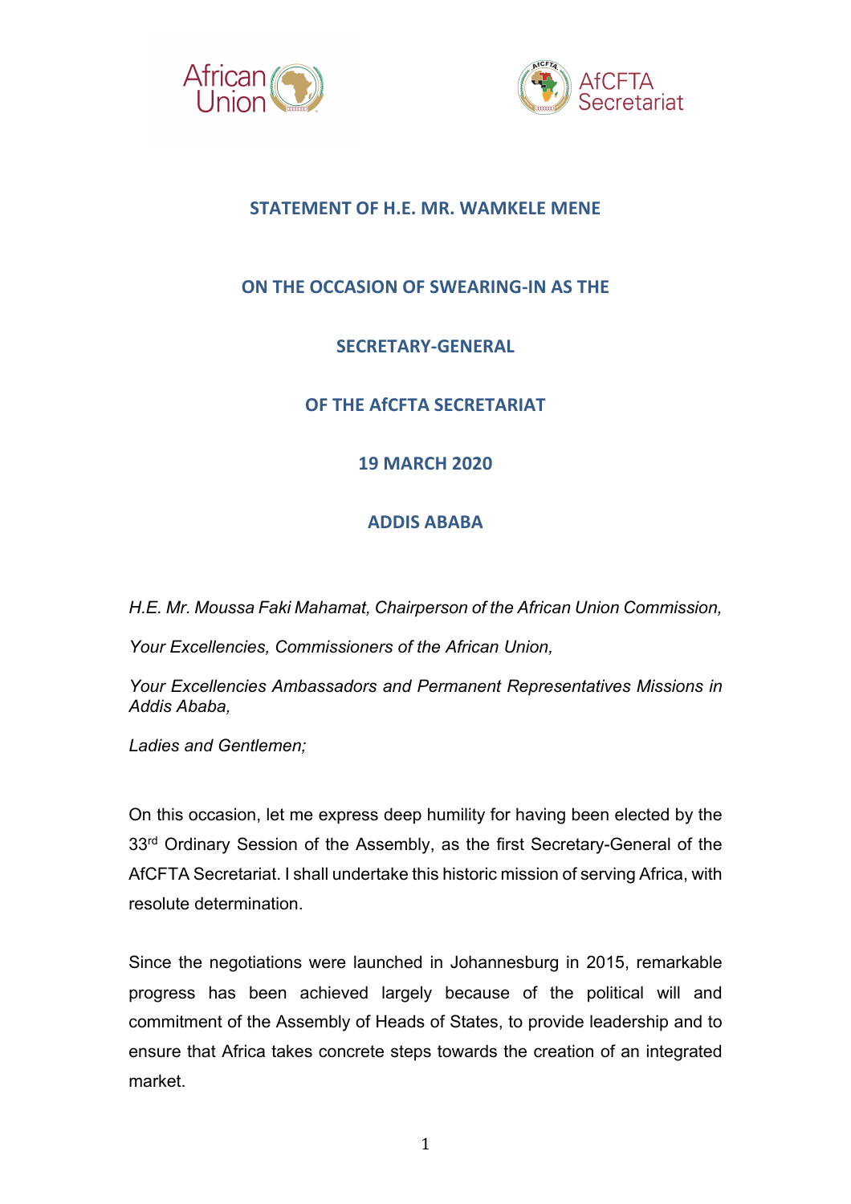African Union AfCFTA Secretariat

**STATEMENT OF H.E. MR. WAMKELE MENE**

**ON THE OCCASION OF SWEARING-IN AS THE**

**SECRETARY-GENERAL**

**OF THE AfCFTA SECRETARIAT**

**19 MARCH 2020**

**ADDIS ABABA**

*H.E. Mr. Moussa Faki Mahamat, Chairperson of the African Union Commission,*

*Your Excellencies, Commissioners of the African Union,*

*Your Excellencies Ambassadors and Permanent Representatives Missions in Addis Ababa,*

*Ladies and Gentlemen;*

On this occasion, let me express deep humility for having been elected by the 33rd Ordinary Session of the Assembly, as the first Secretary-General of the AfCFTA Secretariat. I shall undertake this historic mission of serving Africa, with resolute determination.

Since the negotiations were launched in Johannesburg in 2015, remarkable progress has been achieved largely because of the political will and commitment of the Assembly of Heads of States, to provide leadership and to ensure that Africa takes concrete steps towards the creation of an integrated market.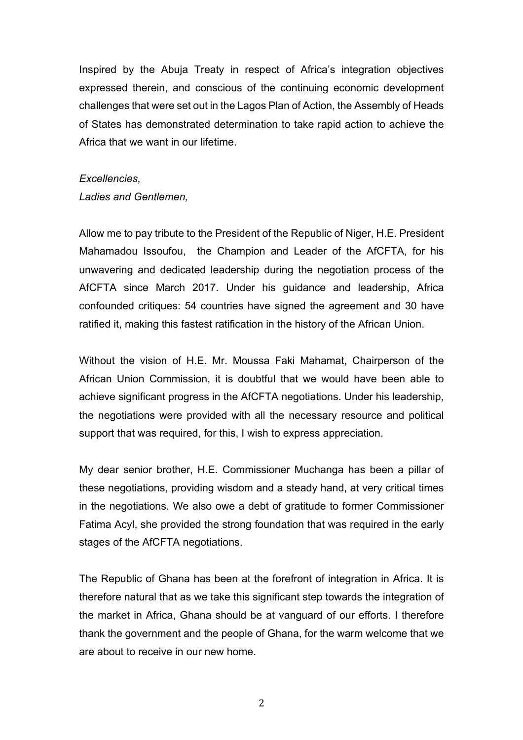Inspired by the Abuja Treaty in respect of Africa's integration objectives expressed therein, and conscious of the continuing economic development challenges that were set out in the Lagos Plan of Action, the Assembly of Heads of States has demonstrated determination to take rapid action to achieve the Africa that we want in our lifetime.

*Excellencies,*
*Ladies and Gentlemen,*

Allow me to pay tribute to the President of the Republic of Niger, H.E. President Mahamadou Issoufou, the Champion and Leader of the AfCFTA, for his unwavering and dedicated leadership during the negotiation process of the AfCFTA since March 2017. Under his guidance and leadership, Africa confounded critiques: 54 countries have signed the agreement and 30 have ratified it, making this fastest ratification in the history of the African Union.

Without the vision of H.E. Mr. Moussa Faki Mahamat, Chairperson of the African Union Commission, it is doubtful that we would have been able to achieve significant progress in the AfCFTA negotiations. Under his leadership, the negotiations were provided with all the necessary resource and political support that was required, for this, I wish to express appreciation.

My dear senior brother, H.E. Commissioner Muchanga has been a pillar of these negotiations, providing wisdom and a steady hand, at very critical times in the negotiations. We also owe a debt of gratitude to former Commissioner Fatima Acyl, she provided the strong foundation that was required in the early stages of the AfCFTA negotiations.

The Republic of Ghana has been at the forefront of integration in Africa. It is therefore natural that as we take this significant step towards the integration of the market in Africa, Ghana should be at vanguard of our efforts. I therefore thank the government and the people of Ghana, for the warm welcome that we are about to receive in our new home.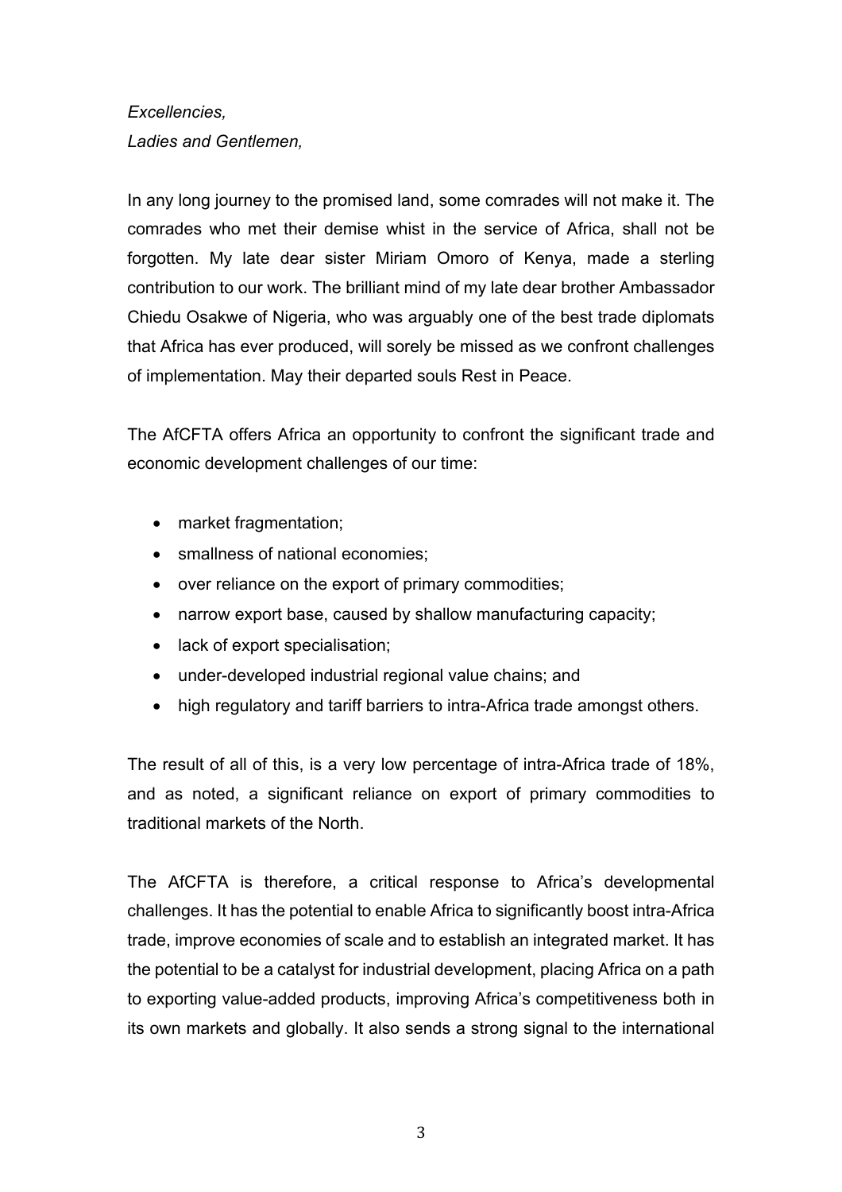*Excellencies,*
*Ladies and Gentlemen,*

In any long journey to the promised land, some comrades will not make it. The comrades who met their demise whist in the service of Africa, shall not be forgotten. My late dear sister Miriam Omoro of Kenya, made a sterling contribution to our work. The brilliant mind of my late dear brother Ambassador Chiedu Osakwe of Nigeria, who was arguably one of the best trade diplomats that Africa has ever produced, will sorely be missed as we confront challenges of implementation. May their departed souls Rest in Peace.

The AfCFTA offers Africa an opportunity to confront the significant trade and economic development challenges of our time:

- market fragmentation;
- smallness of national economies;
- over reliance on the export of primary commodities;
- narrow export base, caused by shallow manufacturing capacity;
- lack of export specialisation;
- under-developed industrial regional value chains; and
- high regulatory and tariff barriers to intra-Africa trade amongst others.

The result of all of this, is a very low percentage of intra-Africa trade of 18%, and as noted, a significant reliance on export of primary commodities to traditional markets of the North.

The AfCFTA is therefore, a critical response to Africa's developmental challenges. It has the potential to enable Africa to significantly boost intra-Africa trade, improve economies of scale and to establish an integrated market. It has the potential to be a catalyst for industrial development, placing Africa on a path to exporting value-added products, improving Africa's competitiveness both in its own markets and globally. It also sends a strong signal to the international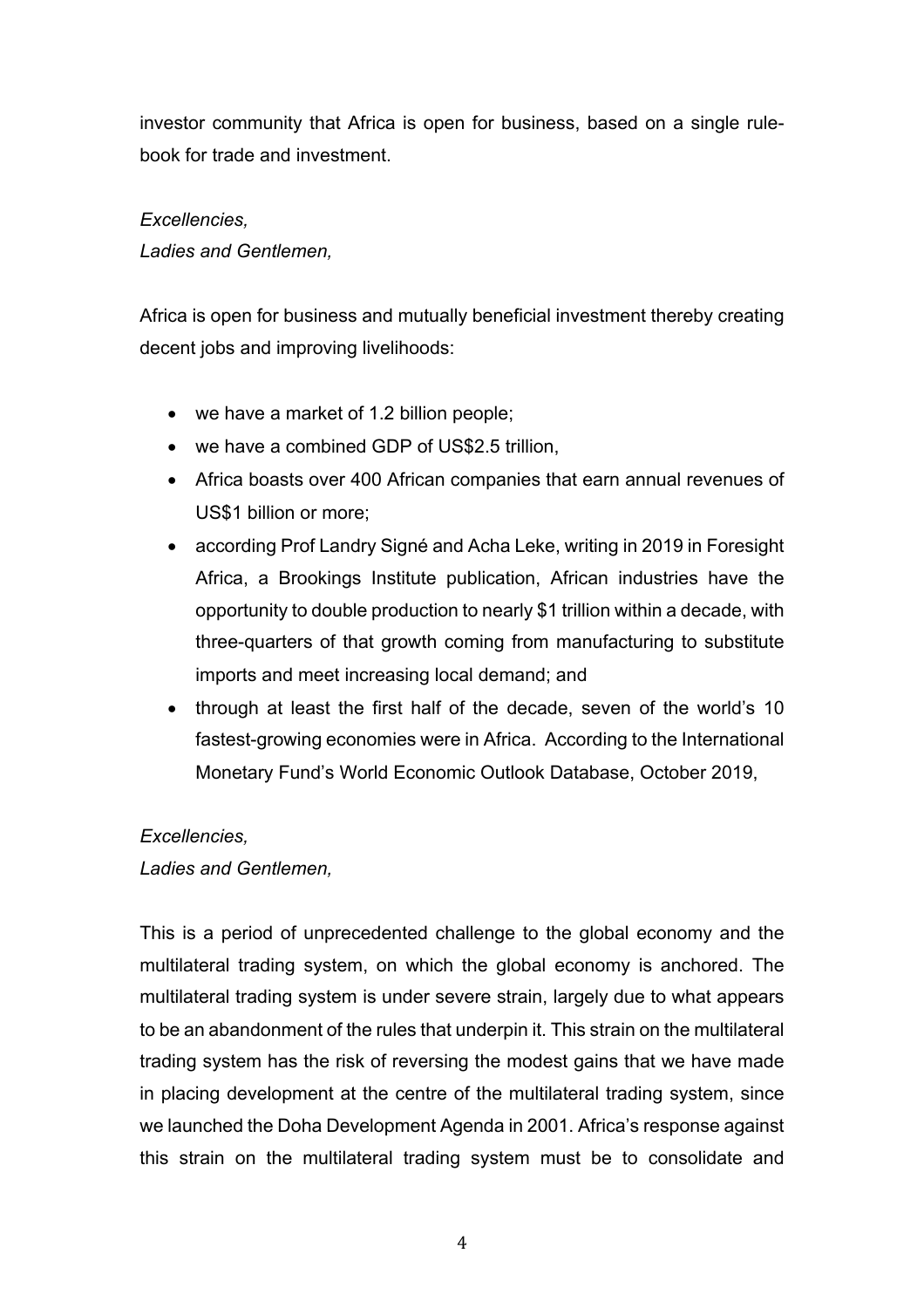investor community that Africa is open for business, based on a single rule-book for trade and investment.

*Excellencies,*
*Ladies and Gentlemen,*

Africa is open for business and mutually beneficial investment thereby creating decent jobs and improving livelihoods:

- we have a market of 1.2 billion people;
- we have a combined GDP of US$2.5 trillion,
- Africa boasts over 400 African companies that earn annual revenues of US$1 billion or more;
- according Prof Landry Signé and Acha Leke, writing in 2019 in Foresight Africa, a Brookings Institute publication, African industries have the opportunity to double production to nearly $1 trillion within a decade, with three-quarters of that growth coming from manufacturing to substitute imports and meet increasing local demand; and
- through at least the first half of the decade, seven of the world's 10 fastest-growing economies were in Africa. According to the International Monetary Fund's World Economic Outlook Database, October 2019,

*Excellencies,*
*Ladies and Gentlemen,*

This is a period of unprecedented challenge to the global economy and the multilateral trading system, on which the global economy is anchored. The multilateral trading system is under severe strain, largely due to what appears to be an abandonment of the rules that underpin it. This strain on the multilateral trading system has the risk of reversing the modest gains that we have made in placing development at the centre of the multilateral trading system, since we launched the Doha Development Agenda in 2001. Africa's response against this strain on the multilateral trading system must be to consolidate and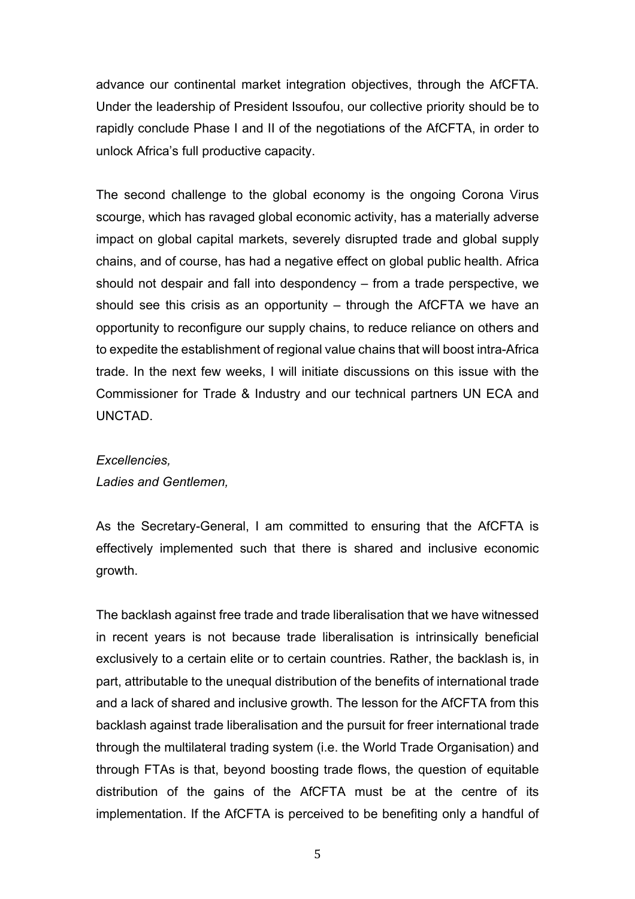advance our continental market integration objectives, through the AfCFTA. Under the leadership of President Issoufou, our collective priority should be to rapidly conclude Phase I and II of the negotiations of the AfCFTA, in order to unlock Africa's full productive capacity.

The second challenge to the global economy is the ongoing Corona Virus scourge, which has ravaged global economic activity, has a materially adverse impact on global capital markets, severely disrupted trade and global supply chains, and of course, has had a negative effect on global public health. Africa should not despair and fall into despondency – from a trade perspective, we should see this crisis as an opportunity – through the AfCFTA we have an opportunity to reconfigure our supply chains, to reduce reliance on others and to expedite the establishment of regional value chains that will boost intra-Africa trade. In the next few weeks, I will initiate discussions on this issue with the Commissioner for Trade & Industry and our technical partners UN ECA and UNCTAD.

*Excellencies,*
*Ladies and Gentlemen,*

As the Secretary-General, I am committed to ensuring that the AfCFTA is effectively implemented such that there is shared and inclusive economic growth.

The backlash against free trade and trade liberalisation that we have witnessed in recent years is not because trade liberalisation is intrinsically beneficial exclusively to a certain elite or to certain countries. Rather, the backlash is, in part, attributable to the unequal distribution of the benefits of international trade and a lack of shared and inclusive growth. The lesson for the AfCFTA from this backlash against trade liberalisation and the pursuit for freer international trade through the multilateral trading system (i.e. the World Trade Organisation) and through FTAs is that, beyond boosting trade flows, the question of equitable distribution of the gains of the AfCFTA must be at the centre of its implementation. If the AfCFTA is perceived to be benefiting only a handful of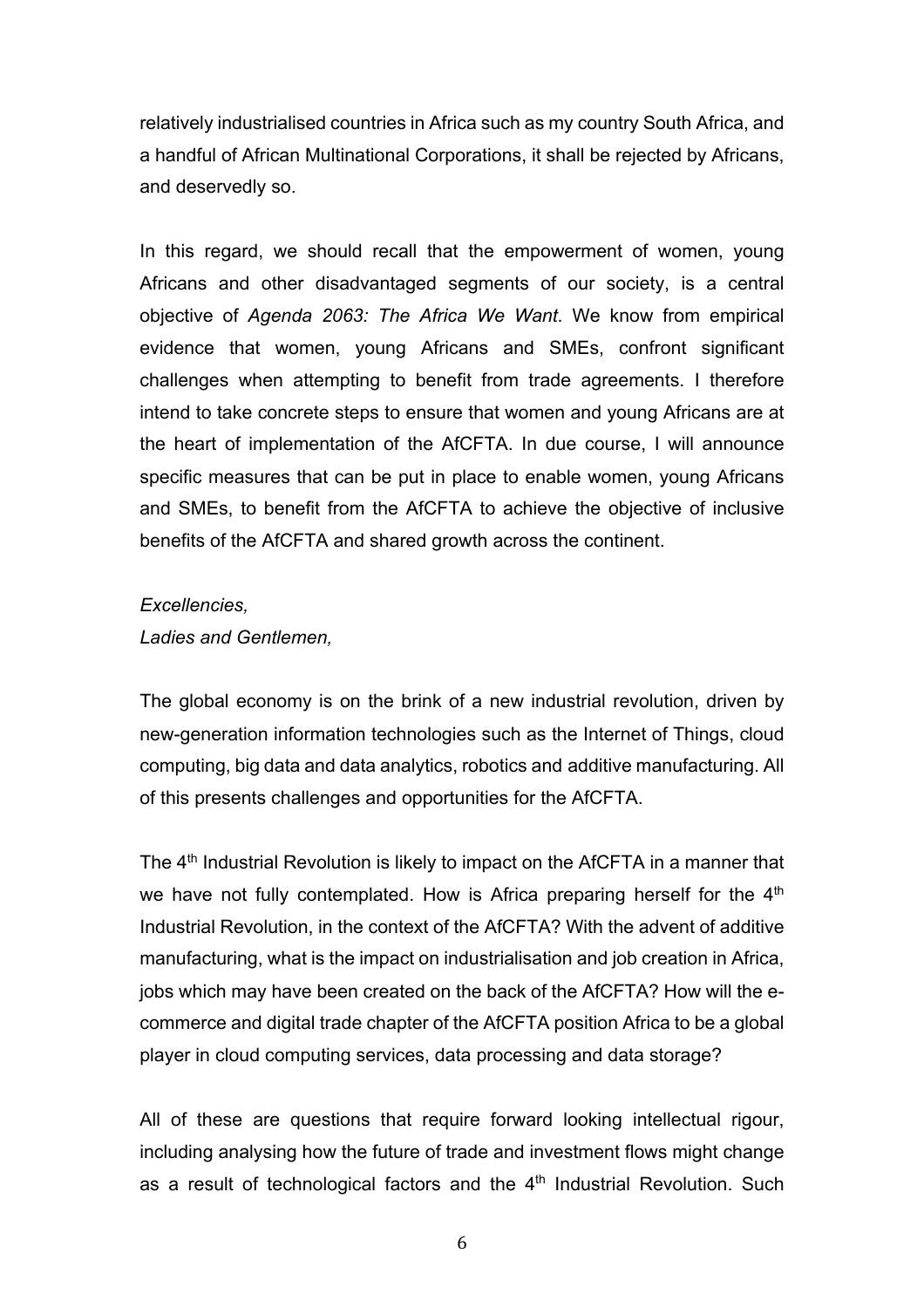relatively industrialised countries in Africa such as my country South Africa, and a handful of African Multinational Corporations, it shall be rejected by Africans, and deservedly so.

In this regard, we should recall that the empowerment of women, young Africans and other disadvantaged segments of our society, is a central objective of *Agenda 2063: The Africa We Want*. We know from empirical evidence that women, young Africans and SMEs, confront significant challenges when attempting to benefit from trade agreements. I therefore intend to take concrete steps to ensure that women and young Africans are at the heart of implementation of the AfCFTA. In due course, I will announce specific measures that can be put in place to enable women, young Africans and SMEs, to benefit from the AfCFTA to achieve the objective of inclusive benefits of the AfCFTA and shared growth across the continent.

*Excellencies,*
*Ladies and Gentlemen,*

The global economy is on the brink of a new industrial revolution, driven by new-generation information technologies such as the Internet of Things, cloud computing, big data and data analytics, robotics and additive manufacturing. All of this presents challenges and opportunities for the AfCFTA.

The 4th Industrial Revolution is likely to impact on the AfCFTA in a manner that we have not fully contemplated. How is Africa preparing herself for the 4th Industrial Revolution, in the context of the AfCFTA? With the advent of additive manufacturing, what is the impact on industrialisation and job creation in Africa, jobs which may have been created on the back of the AfCFTA? How will the e-commerce and digital trade chapter of the AfCFTA position Africa to be a global player in cloud computing services, data processing and data storage?

All of these are questions that require forward looking intellectual rigour, including analysing how the future of trade and investment flows might change as a result of technological factors and the 4th Industrial Revolution. Such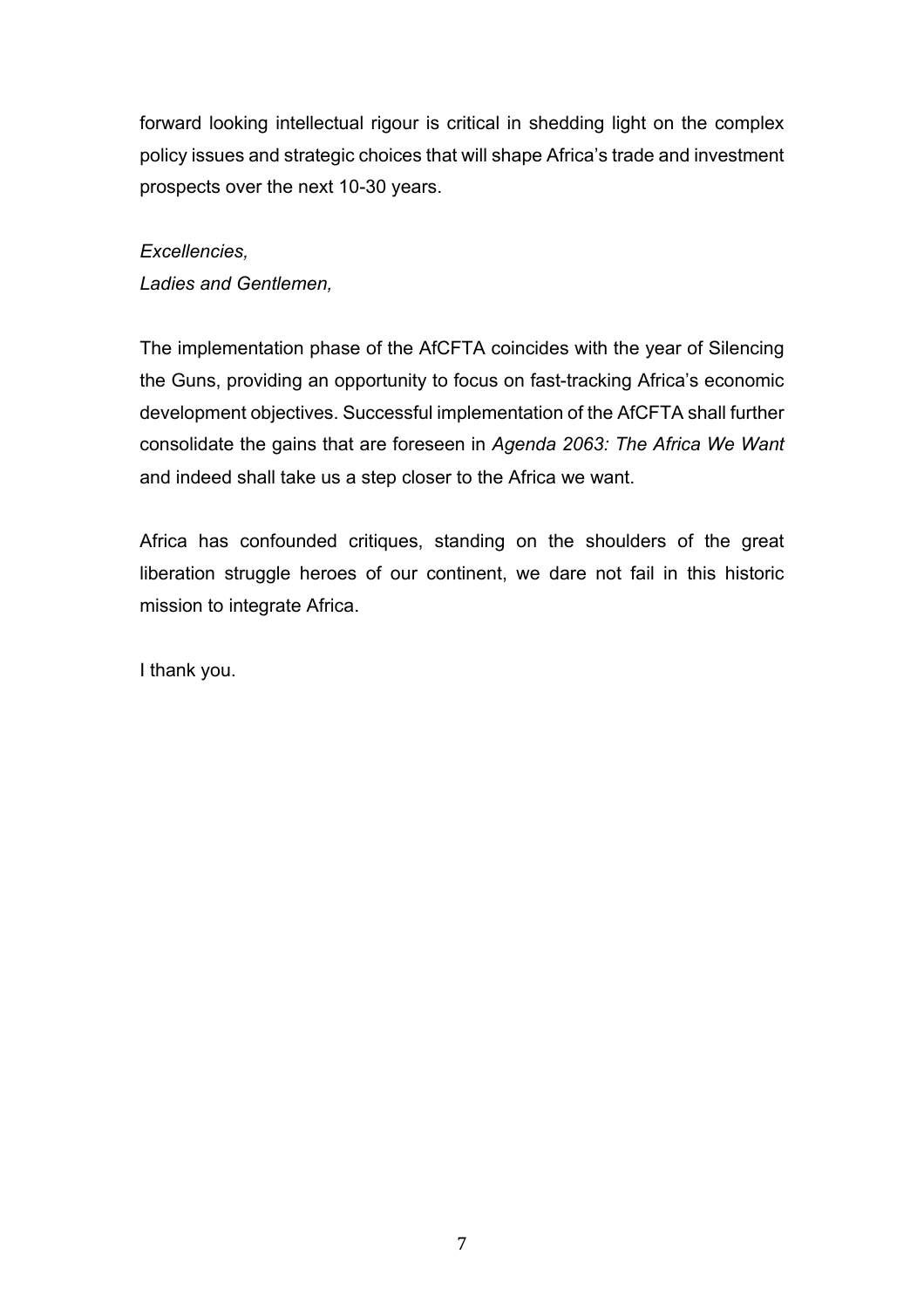forward looking intellectual rigour is critical in shedding light on the complex policy issues and strategic choices that will shape Africa's trade and investment prospects over the next 10-30 years.

*Excellencies,*
*Ladies and Gentlemen,*

The implementation phase of the AfCFTA coincides with the year of Silencing the Guns, providing an opportunity to focus on fast-tracking Africa's economic development objectives. Successful implementation of the AfCFTA shall further consolidate the gains that are foreseen in *Agenda 2063: The Africa We Want* and indeed shall take us a step closer to the Africa we want.

Africa has confounded critiques, standing on the shoulders of the great liberation struggle heroes of our continent, we dare not fail in this historic mission to integrate Africa.

I thank you.